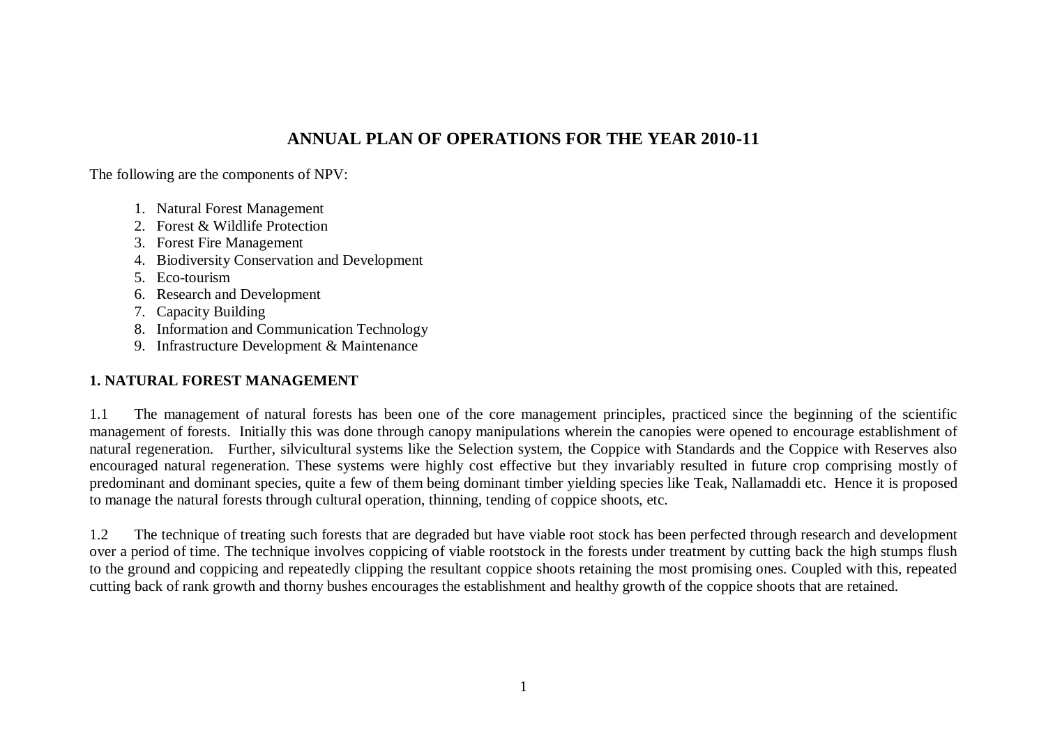# ANNUAL PLAN OF OPERATIONS FOR THE YEAR 2010-11

The following are the components of NPV:

1. Natural Forest Management
2. Forest & Wildlife Protection
3. Forest Fire Management
4. Biodiversity Conservation and Development
5. Eco-tourism
6. Research and Development
7. Capacity Building
8. Information and Communication Technology
9. Infrastructure Development & Maintenance

## 1. NATURAL FOREST MANAGEMENT

1.1 The management of natural forests has been one of the core management principles, practiced since the beginning of the scientific management of forests. Initially this was done through canopy manipulations wherein the canopies were opened to encourage establishment of natural regeneration. Further, silvicultural systems like the Selection system, the Coppice with Standards and the Coppice with Reserves also encouraged natural regeneration. These systems were highly cost effective but they invariably resulted in future crop comprising mostly of predominant and dominant species, quite a few of them being dominant timber yielding species like Teak, Nallamaddi etc. Hence it is proposed to manage the natural forests through cultural operation, thinning, tending of coppice shoots, etc.

1.2 The technique of treating such forests that are degraded but have viable root stock has been perfected through research and development over a period of time. The technique involves coppicing of viable rootstock in the forests under treatment by cutting back the high stumps flush to the ground and coppicing and repeatedly clipping the resultant coppice shoots retaining the most promising ones. Coupled with this, repeated cutting back of rank growth and thorny bushes encourages the establishment and healthy growth of the coppice shoots that are retained.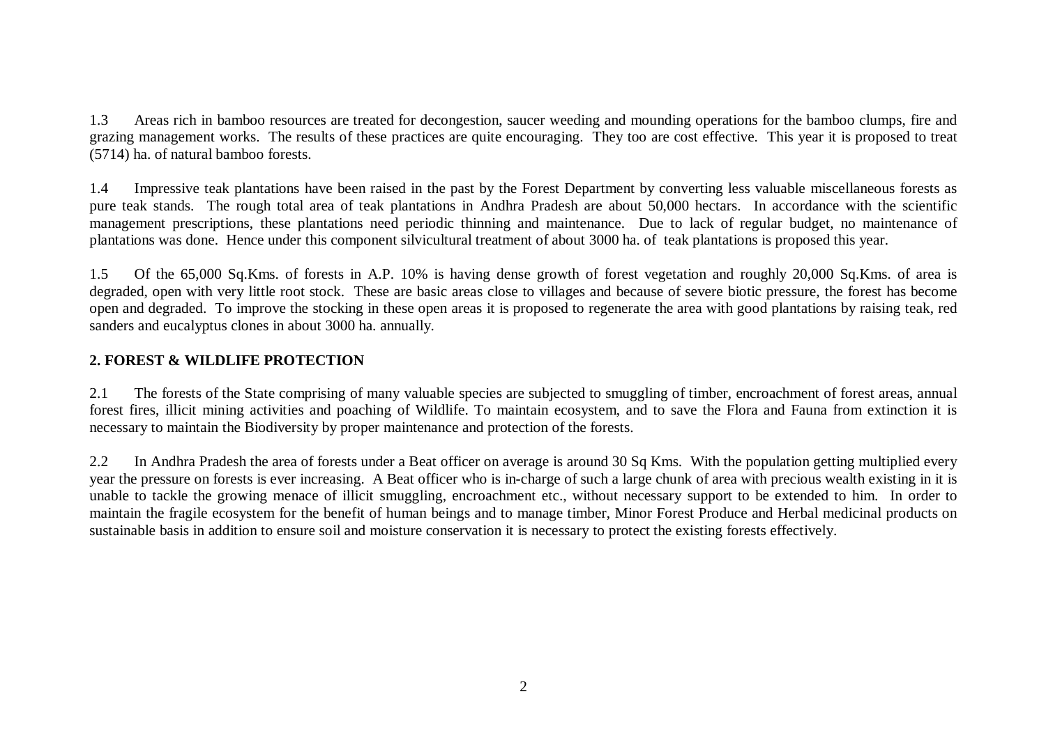1.3 Areas rich in bamboo resources are treated for decongestion, saucer weeding and mounding operations for the bamboo clumps, fire and grazing management works. The results of these practices are quite encouraging. They too are cost effective. This year it is proposed to treat (5714) ha. of natural bamboo forests.

1.4 Impressive teak plantations have been raised in the past by the Forest Department by converting less valuable miscellaneous forests as pure teak stands. The rough total area of teak plantations in Andhra Pradesh are about 50,000 hectars. In accordance with the scientific management prescriptions, these plantations need periodic thinning and maintenance. Due to lack of regular budget, no maintenance of plantations was done. Hence under this component silvicultural treatment of about 3000 ha. of teak plantations is proposed this year.

1.5 Of the 65,000 Sq.Kms. of forests in A.P. 10% is having dense growth of forest vegetation and roughly 20,000 Sq.Kms. of area is degraded, open with very little root stock. These are basic areas close to villages and because of severe biotic pressure, the forest has become open and degraded. To improve the stocking in these open areas it is proposed to regenerate the area with good plantations by raising teak, red sanders and eucalyptus clones in about 3000 ha. annually.

## 2. FOREST & WILDLIFE PROTECTION

2.1 The forests of the State comprising of many valuable species are subjected to smuggling of timber, encroachment of forest areas, annual forest fires, illicit mining activities and poaching of Wildlife. To maintain ecosystem, and to save the Flora and Fauna from extinction it is necessary to maintain the Biodiversity by proper maintenance and protection of the forests.

2.2 In Andhra Pradesh the area of forests under a Beat officer on average is around 30 Sq Kms. With the population getting multiplied every year the pressure on forests is ever increasing. A Beat officer who is in-charge of such a large chunk of area with precious wealth existing in it is unable to tackle the growing menace of illicit smuggling, encroachment etc., without necessary support to be extended to him. In order to maintain the fragile ecosystem for the benefit of human beings and to manage timber, Minor Forest Produce and Herbal medicinal products on sustainable basis in addition to ensure soil and moisture conservation it is necessary to protect the existing forests effectively.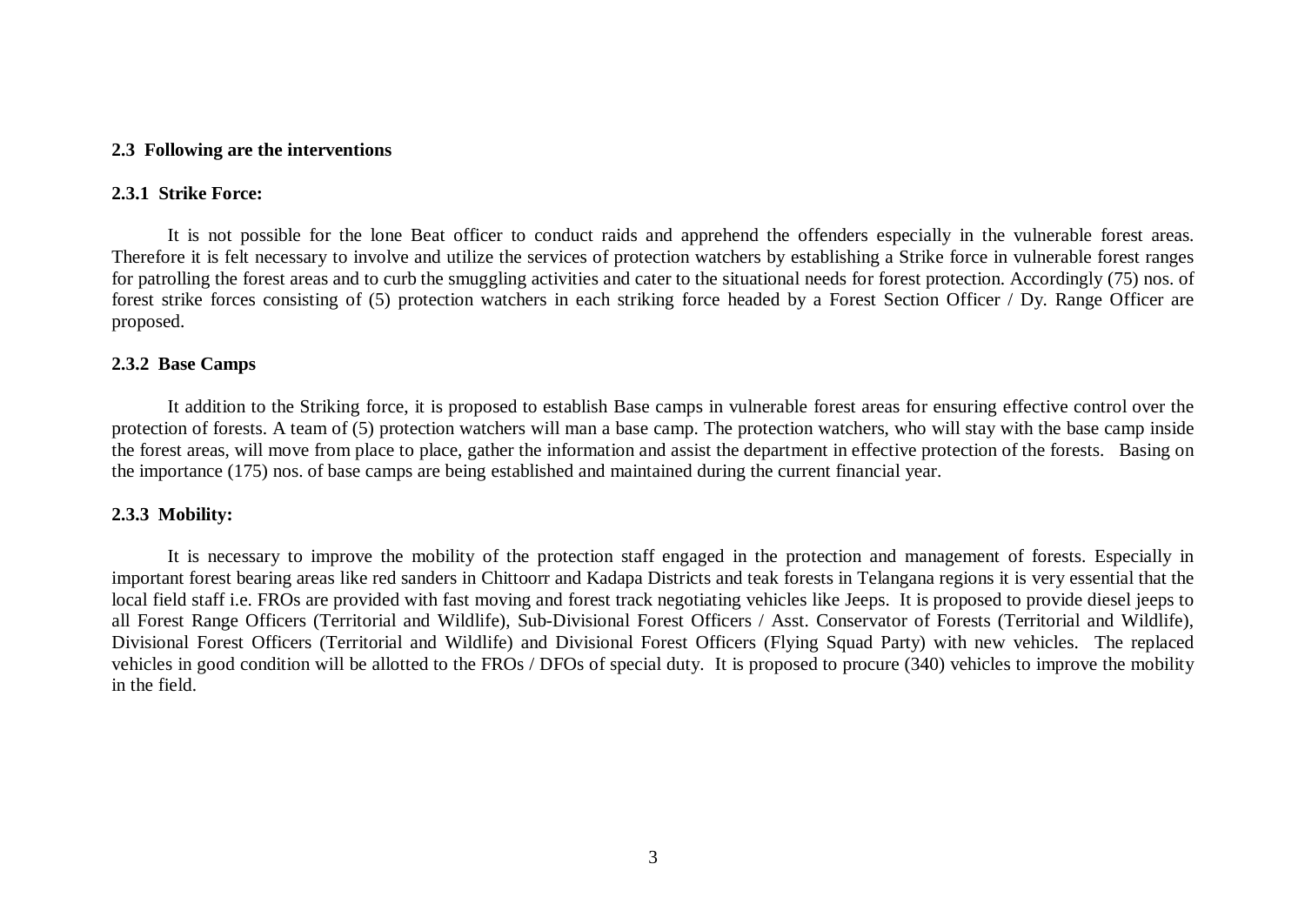**2.3 Following are the interventions**

**2.3.1 Strike Force:**

It is not possible for the lone Beat officer to conduct raids and apprehend the offenders especially in the vulnerable forest areas. Therefore it is felt necessary to involve and utilize the services of protection watchers by establishing a Strike force in vulnerable forest ranges for patrolling the forest areas and to curb the smuggling activities and cater to the situational needs for forest protection. Accordingly (75) nos. of forest strike forces consisting of (5) protection watchers in each striking force headed by a Forest Section Officer / Dy. Range Officer are proposed.

**2.3.2 Base Camps**

It addition to the Striking force, it is proposed to establish Base camps in vulnerable forest areas for ensuring effective control over the protection of forests. A team of (5) protection watchers will man a base camp. The protection watchers, who will stay with the base camp inside the forest areas, will move from place to place, gather the information and assist the department in effective protection of the forests. Basing on the importance (175) nos. of base camps are being established and maintained during the current financial year.

**2.3.3 Mobility:**

It is necessary to improve the mobility of the protection staff engaged in the protection and management of forests. Especially in important forest bearing areas like red sanders in Chittoorr and Kadapa Districts and teak forests in Telangana regions it is very essential that the local field staff i.e. FROs are provided with fast moving and forest track negotiating vehicles like Jeeps. It is proposed to provide diesel jeeps to all Forest Range Officers (Territorial and Wildlife), Sub-Divisional Forest Officers / Asst. Conservator of Forests (Territorial and Wildlife), Divisional Forest Officers (Territorial and Wildlife) and Divisional Forest Officers (Flying Squad Party) with new vehicles. The replaced vehicles in good condition will be allotted to the FROs / DFOs of special duty. It is proposed to procure (340) vehicles to improve the mobility in the field.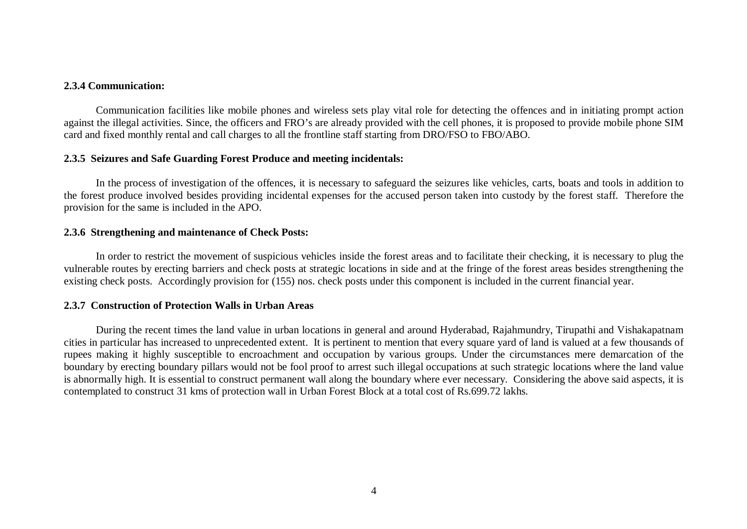**2.3.4 Communication:**

Communication facilities like mobile phones and wireless sets play vital role for detecting the offences and in initiating prompt action against the illegal activities. Since, the officers and FRO's are already provided with the cell phones, it is proposed to provide mobile phone SIM card and fixed monthly rental and call charges to all the frontline staff starting from DRO/FSO to FBO/ABO.

**2.3.5 Seizures and Safe Guarding Forest Produce and meeting incidentals:**

In the process of investigation of the offences, it is necessary to safeguard the seizures like vehicles, carts, boats and tools in addition to the forest produce involved besides providing incidental expenses for the accused person taken into custody by the forest staff. Therefore the provision for the same is included in the APO.

**2.3.6 Strengthening and maintenance of Check Posts:**

In order to restrict the movement of suspicious vehicles inside the forest areas and to facilitate their checking, it is necessary to plug the vulnerable routes by erecting barriers and check posts at strategic locations in side and at the fringe of the forest areas besides strengthening the existing check posts. Accordingly provision for (155) nos. check posts under this component is included in the current financial year.

**2.3.7 Construction of Protection Walls in Urban Areas**

During the recent times the land value in urban locations in general and around Hyderabad, Rajahmundry, Tirupathi and Vishakapatnam cities in particular has increased to unprecedented extent. It is pertinent to mention that every square yard of land is valued at a few thousands of rupees making it highly susceptible to encroachment and occupation by various groups. Under the circumstances mere demarcation of the boundary by erecting boundary pillars would not be fool proof to arrest such illegal occupations at such strategic locations where the land value is abnormally high. It is essential to construct permanent wall along the boundary where ever necessary. Considering the above said aspects, it is contemplated to construct 31 kms of protection wall in Urban Forest Block at a total cost of Rs.699.72 lakhs.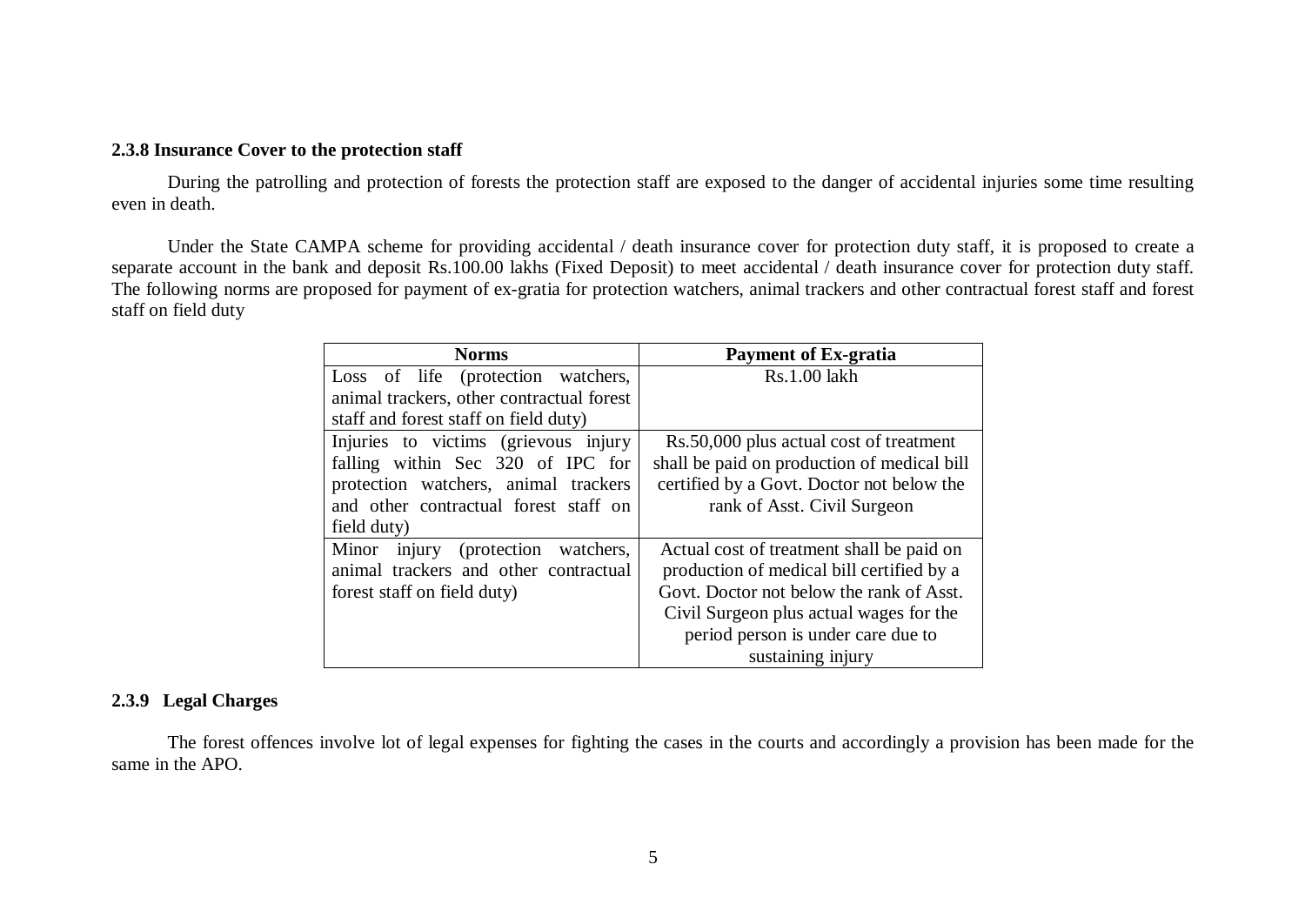### 2.3.8 Insurance Cover to the protection staff

During the patrolling and protection of forests the protection staff are exposed to the danger of accidental injuries some time resulting even in death.

Under the State CAMPA scheme for providing accidental / death insurance cover for protection duty staff, it is proposed to create a separate account in the bank and deposit Rs.100.00 lakhs (Fixed Deposit) to meet accidental / death insurance cover for protection duty staff. The following norms are proposed for payment of ex-gratia for protection watchers, animal trackers and other contractual forest staff and forest staff on field duty

| Norms | Payment of Ex-gratia |
| --- | --- |
| Loss of life (protection watchers, animal trackers, other contractual forest staff and forest staff on field duty) | Rs.1.00 lakh |
| Injuries to victims (grievous injury falling within Sec 320 of IPC for protection watchers, animal trackers and other contractual forest staff on field duty) | Rs.50,000 plus actual cost of treatment shall be paid on production of medical bill certified by a Govt. Doctor not below the rank of Asst. Civil Surgeon |
| Minor injury (protection watchers, animal trackers and other contractual forest staff on field duty) | Actual cost of treatment shall be paid on production of medical bill certified by a Govt. Doctor not below the rank of Asst. Civil Surgeon plus actual wages for the period person is under care due to sustaining injury |

### 2.3.9 Legal Charges

The forest offences involve lot of legal expenses for fighting the cases in the courts and accordingly a provision has been made for the same in the APO.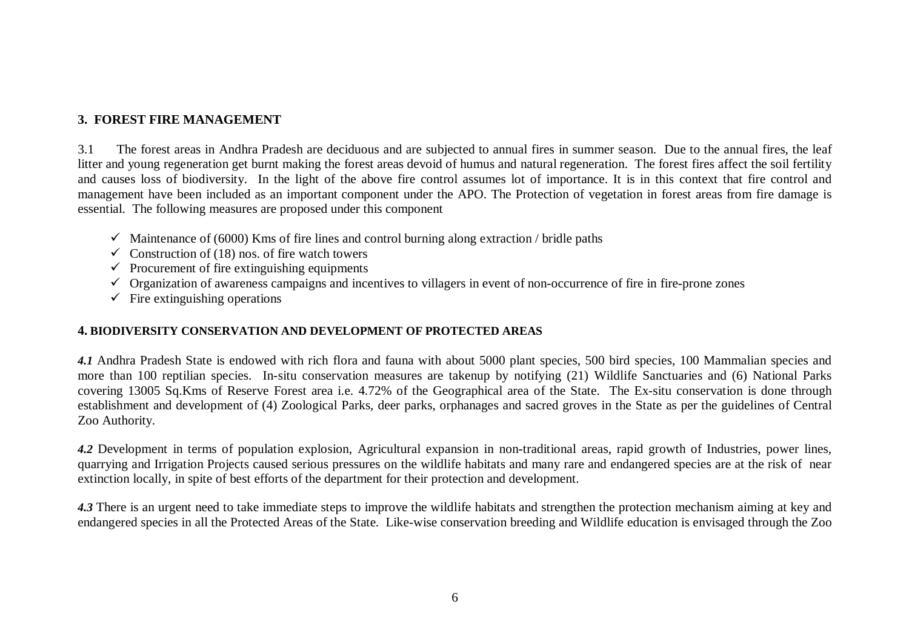## 3. FOREST FIRE MANAGEMENT

3.1 The forest areas in Andhra Pradesh are deciduous and are subjected to annual fires in summer season. Due to the annual fires, the leaf litter and young regeneration get burnt making the forest areas devoid of humus and natural regeneration. The forest fires affect the soil fertility and causes loss of biodiversity. In the light of the above fire control assumes lot of importance. It is in this context that fire control and management have been included as an important component under the APO. The Protection of vegetation in forest areas from fire damage is essential. The following measures are proposed under this component

- ✓ Maintenance of (6000) Kms of fire lines and control burning along extraction / bridle paths
- ✓ Construction of (18) nos. of fire watch towers
- ✓ Procurement of fire extinguishing equipments
- ✓ Organization of awareness campaigns and incentives to villagers in event of non-occurrence of fire in fire-prone zones
- ✓ Fire extinguishing operations

## 4. BIODIVERSITY CONSERVATION AND DEVELOPMENT OF PROTECTED AREAS

***4.1*** Andhra Pradesh State is endowed with rich flora and fauna with about 5000 plant species, 500 bird species, 100 Mammalian species and more than 100 reptilian species. In-situ conservation measures are takenup by notifying (21) Wildlife Sanctuaries and (6) National Parks covering 13005 Sq.Kms of Reserve Forest area i.e. 4.72% of the Geographical area of the State. The Ex-situ conservation is done through establishment and development of (4) Zoological Parks, deer parks, orphanages and sacred groves in the State as per the guidelines of Central Zoo Authority.

***4.2*** Development in terms of population explosion, Agricultural expansion in non-traditional areas, rapid growth of Industries, power lines, quarrying and Irrigation Projects caused serious pressures on the wildlife habitats and many rare and endangered species are at the risk of near extinction locally, in spite of best efforts of the department for their protection and development.

***4.3*** There is an urgent need to take immediate steps to improve the wildlife habitats and strengthen the protection mechanism aiming at key and endangered species in all the Protected Areas of the State. Like-wise conservation breeding and Wildlife education is envisaged through the Zoo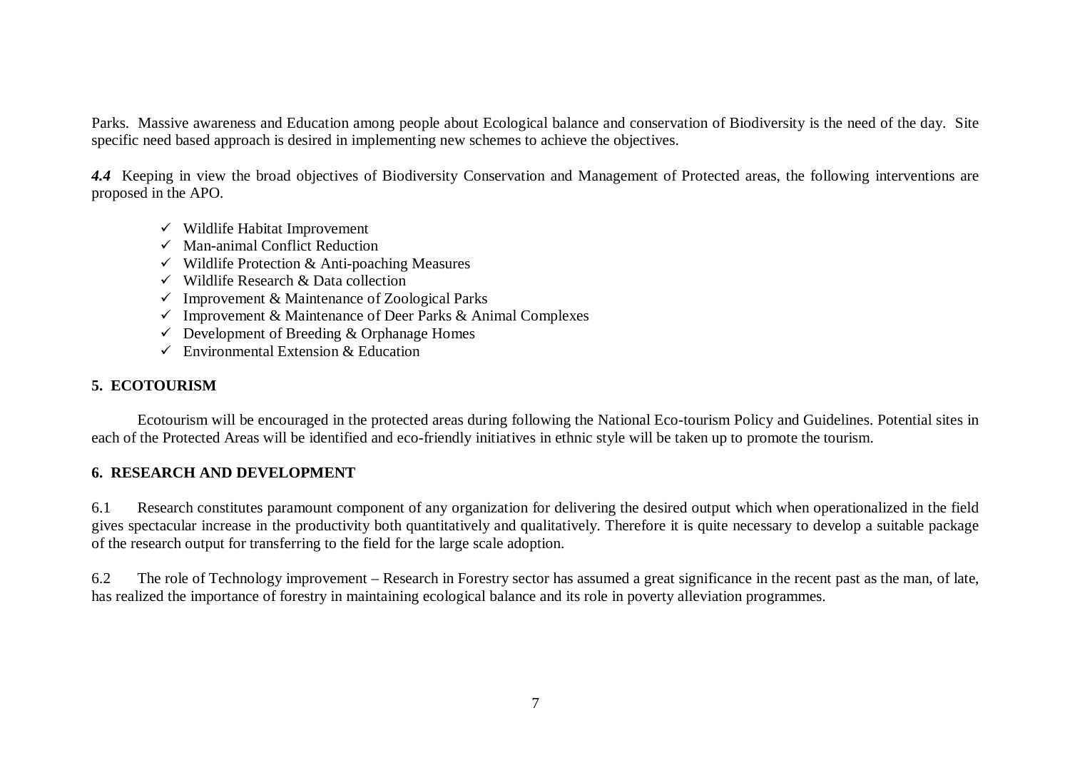Parks. Massive awareness and Education among people about Ecological balance and conservation of Biodiversity is the need of the day. Site specific need based approach is desired in implementing new schemes to achieve the objectives.

***4.4*** Keeping in view the broad objectives of Biodiversity Conservation and Management of Protected areas, the following interventions are proposed in the APO.

- ✓ Wildlife Habitat Improvement
- ✓ Man-animal Conflict Reduction
- ✓ Wildlife Protection & Anti-poaching Measures
- ✓ Wildlife Research & Data collection
- ✓ Improvement & Maintenance of Zoological Parks
- ✓ Improvement & Maintenance of Deer Parks & Animal Complexes
- ✓ Development of Breeding & Orphanage Homes
- ✓ Environmental Extension & Education

## 5. ECOTOURISM

Ecotourism will be encouraged in the protected areas during following the National Eco-tourism Policy and Guidelines. Potential sites in each of the Protected Areas will be identified and eco-friendly initiatives in ethnic style will be taken up to promote the tourism.

## 6. RESEARCH AND DEVELOPMENT

6.1 Research constitutes paramount component of any organization for delivering the desired output which when operationalized in the field gives spectacular increase in the productivity both quantitatively and qualitatively. Therefore it is quite necessary to develop a suitable package of the research output for transferring to the field for the large scale adoption.

6.2 The role of Technology improvement – Research in Forestry sector has assumed a great significance in the recent past as the man, of late, has realized the importance of forestry in maintaining ecological balance and its role in poverty alleviation programmes.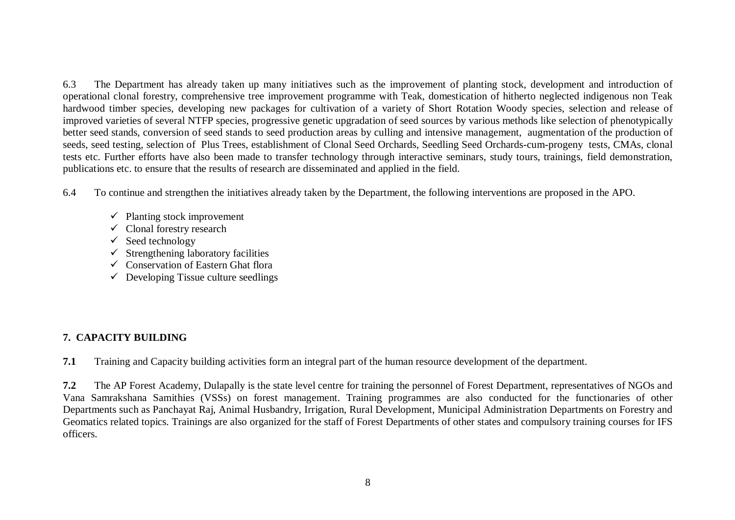6.3 The Department has already taken up many initiatives such as the improvement of planting stock, development and introduction of operational clonal forestry, comprehensive tree improvement programme with Teak, domestication of hitherto neglected indigenous non Teak hardwood timber species, developing new packages for cultivation of a variety of Short Rotation Woody species, selection and release of improved varieties of several NTFP species, progressive genetic upgradation of seed sources by various methods like selection of phenotypically better seed stands, conversion of seed stands to seed production areas by culling and intensive management, augmentation of the production of seeds, seed testing, selection of Plus Trees, establishment of Clonal Seed Orchards, Seedling Seed Orchards-cum-progeny tests, CMAs, clonal tests etc. Further efforts have also been made to transfer technology through interactive seminars, study tours, trainings, field demonstration, publications etc. to ensure that the results of research are disseminated and applied in the field.

6.4 To continue and strengthen the initiatives already taken by the Department, the following interventions are proposed in the APO.

- ✓ Planting stock improvement
- ✓ Clonal forestry research
- ✓ Seed technology
- ✓ Strengthening laboratory facilities
- ✓ Conservation of Eastern Ghat flora
- ✓ Developing Tissue culture seedlings

## 7. CAPACITY BUILDING

**7.1** Training and Capacity building activities form an integral part of the human resource development of the department.

**7.2** The AP Forest Academy, Dulapally is the state level centre for training the personnel of Forest Department, representatives of NGOs and Vana Samrakshana Samithies (VSSs) on forest management. Training programmes are also conducted for the functionaries of other Departments such as Panchayat Raj, Animal Husbandry, Irrigation, Rural Development, Municipal Administration Departments on Forestry and Geomatics related topics. Trainings are also organized for the staff of Forest Departments of other states and compulsory training courses for IFS officers.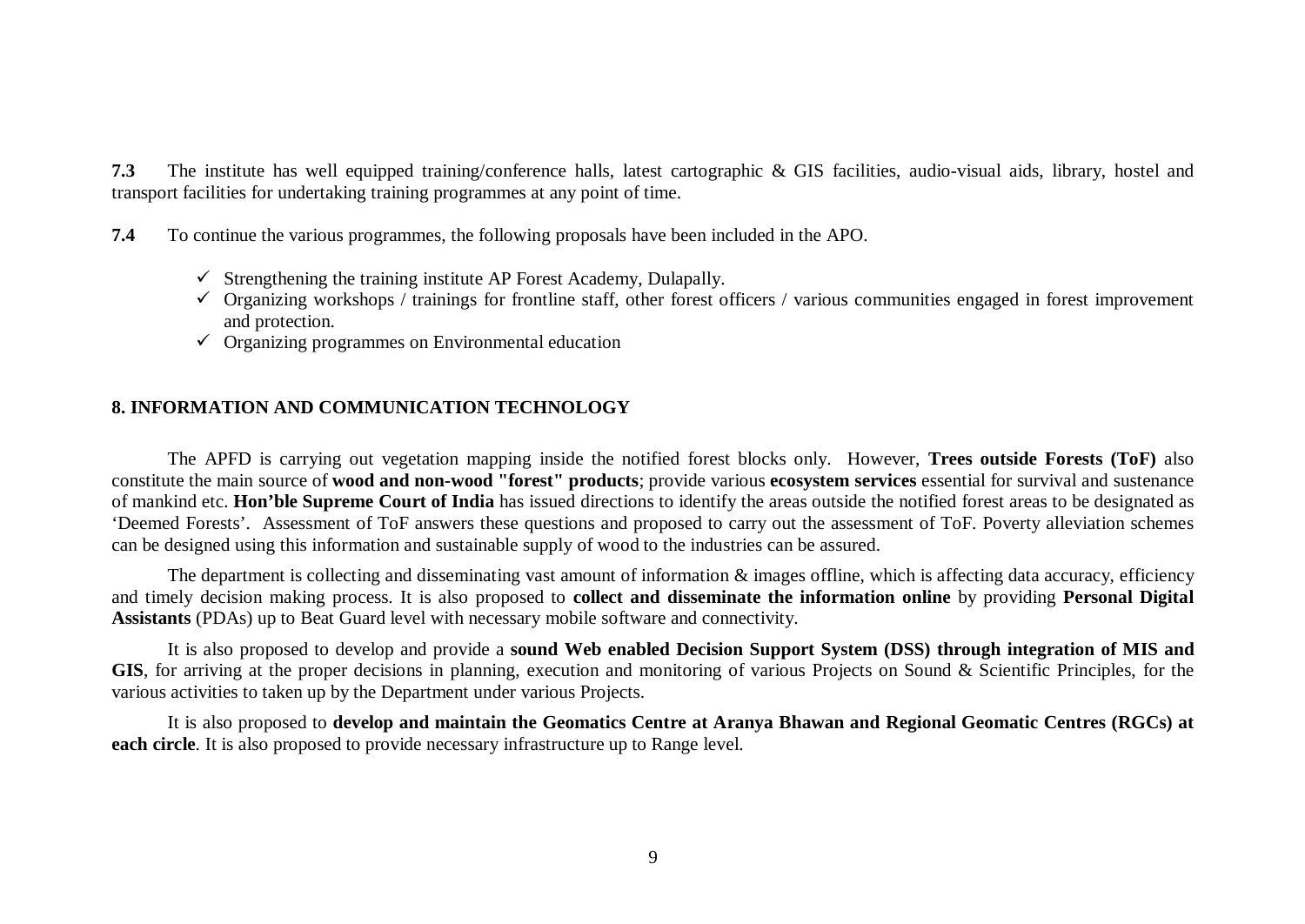**7.3** The institute has well equipped training/conference halls, latest cartographic & GIS facilities, audio-visual aids, library, hostel and transport facilities for undertaking training programmes at any point of time.

**7.4** To continue the various programmes, the following proposals have been included in the APO.

- ✓ Strengthening the training institute AP Forest Academy, Dulapally.
- ✓ Organizing workshops / trainings for frontline staff, other forest officers / various communities engaged in forest improvement and protection.
- ✓ Organizing programmes on Environmental education

## 8. INFORMATION AND COMMUNICATION TECHNOLOGY

The APFD is carrying out vegetation mapping inside the notified forest blocks only. However, **Trees outside Forests (ToF)** also constitute the main source of **wood and non-wood "forest" products**; provide various **ecosystem services** essential for survival and sustenance of mankind etc. **Hon'ble Supreme Court of India** has issued directions to identify the areas outside the notified forest areas to be designated as 'Deemed Forests'. Assessment of ToF answers these questions and proposed to carry out the assessment of ToF. Poverty alleviation schemes can be designed using this information and sustainable supply of wood to the industries can be assured.

The department is collecting and disseminating vast amount of information & images offline, which is affecting data accuracy, efficiency and timely decision making process. It is also proposed to **collect and disseminate the information online** by providing **Personal Digital Assistants** (PDAs) up to Beat Guard level with necessary mobile software and connectivity.

It is also proposed to develop and provide a **sound Web enabled Decision Support System (DSS) through integration of MIS and GIS**, for arriving at the proper decisions in planning, execution and monitoring of various Projects on Sound & Scientific Principles, for the various activities to taken up by the Department under various Projects.

It is also proposed to **develop and maintain the Geomatics Centre at Aranya Bhawan and Regional Geomatic Centres (RGCs) at each circle**. It is also proposed to provide necessary infrastructure up to Range level.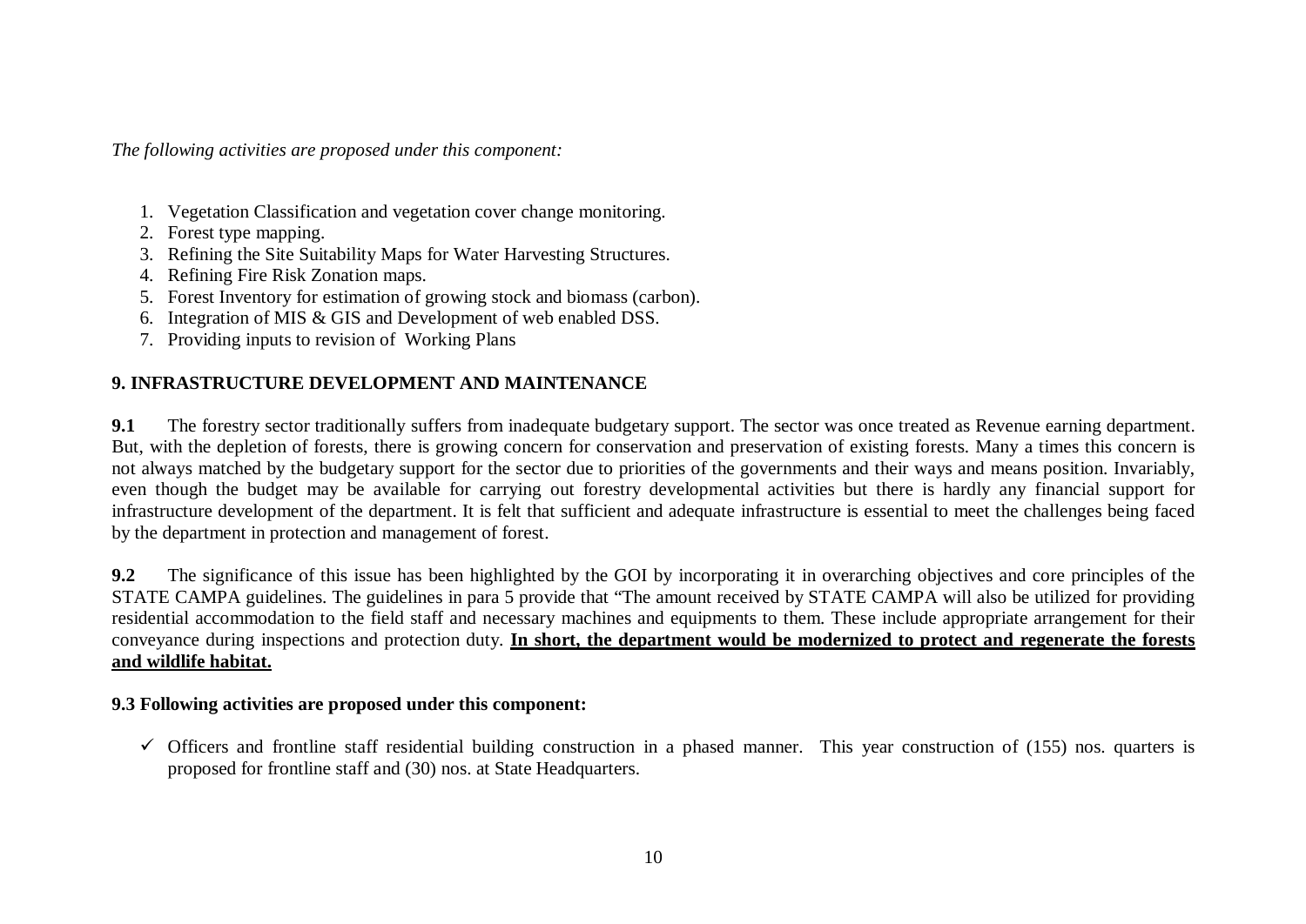*The following activities are proposed under this component:*

1. Vegetation Classification and vegetation cover change monitoring.
2. Forest type mapping.
3. Refining the Site Suitability Maps for Water Harvesting Structures.
4. Refining Fire Risk Zonation maps.
5. Forest Inventory for estimation of growing stock and biomass (carbon).
6. Integration of MIS & GIS and Development of web enabled DSS.
7. Providing inputs to revision of Working Plans

## 9. INFRASTRUCTURE DEVELOPMENT AND MAINTENANCE

**9.1** The forestry sector traditionally suffers from inadequate budgetary support. The sector was once treated as Revenue earning department. But, with the depletion of forests, there is growing concern for conservation and preservation of existing forests. Many a times this concern is not always matched by the budgetary support for the sector due to priorities of the governments and their ways and means position. Invariably, even though the budget may be available for carrying out forestry developmental activities but there is hardly any financial support for infrastructure development of the department. It is felt that sufficient and adequate infrastructure is essential to meet the challenges being faced by the department in protection and management of forest.

**9.2** The significance of this issue has been highlighted by the GOI by incorporating it in overarching objectives and core principles of the STATE CAMPA guidelines. The guidelines in para 5 provide that "The amount received by STATE CAMPA will also be utilized for providing residential accommodation to the field staff and necessary machines and equipments to them. These include appropriate arrangement for their conveyance during inspections and protection duty. **In short, the department would be modernized to protect and regenerate the forests and wildlife habitat.**

**9.3 Following activities are proposed under this component:**

- ✓ Officers and frontline staff residential building construction in a phased manner. This year construction of (155) nos. quarters is proposed for frontline staff and (30) nos. at State Headquarters.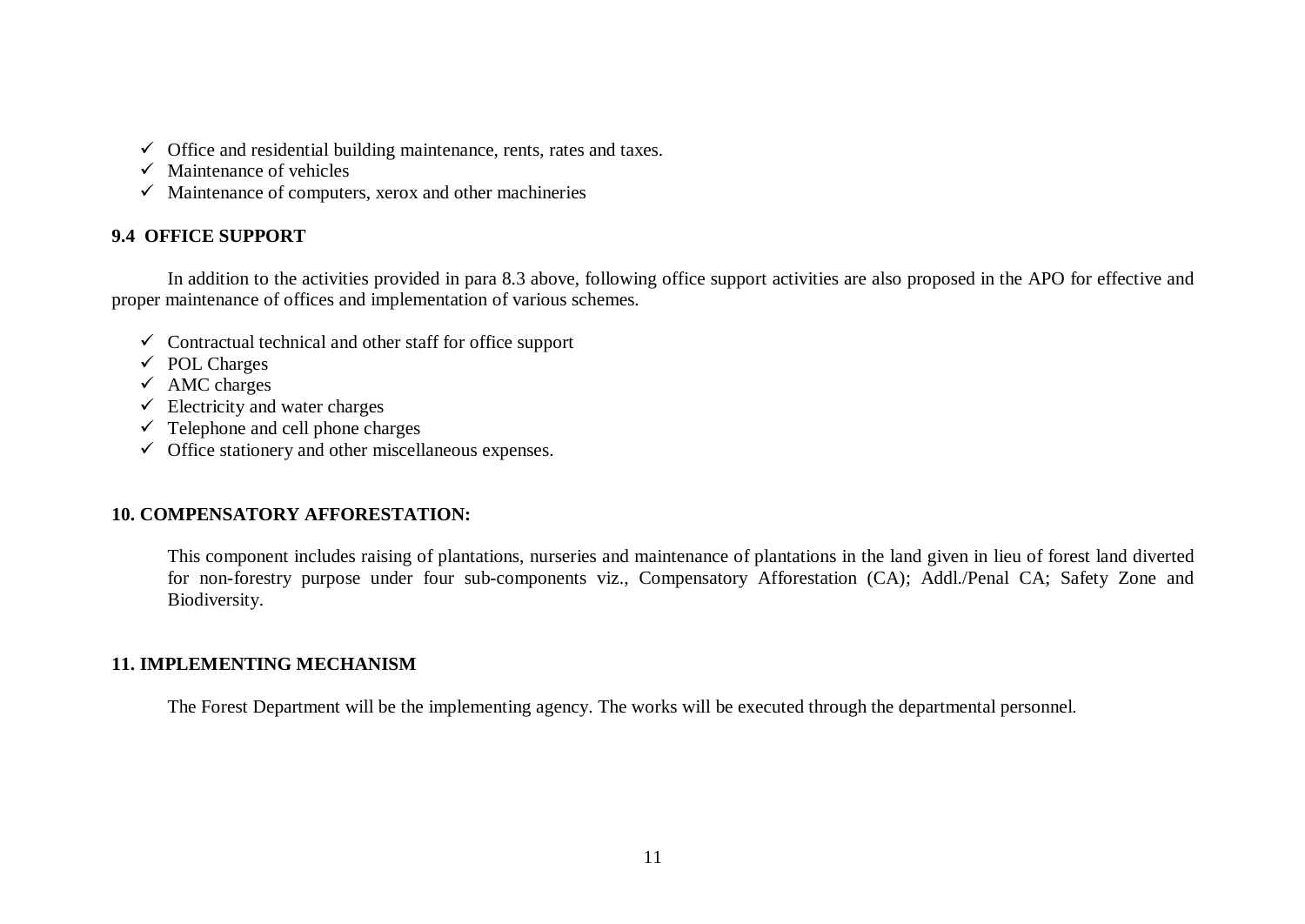- ✓ Office and residential building maintenance, rents, rates and taxes.
- ✓ Maintenance of vehicles
- ✓ Maintenance of computers, xerox and other machineries

**9.4 OFFICE SUPPORT**

In addition to the activities provided in para 8.3 above, following office support activities are also proposed in the APO for effective and proper maintenance of offices and implementation of various schemes.

- ✓ Contractual technical and other staff for office support
- ✓ POL Charges
- ✓ AMC charges
- ✓ Electricity and water charges
- ✓ Telephone and cell phone charges
- ✓ Office stationery and other miscellaneous expenses.

**10. COMPENSATORY AFFORESTATION:**

This component includes raising of plantations, nurseries and maintenance of plantations in the land given in lieu of forest land diverted for non-forestry purpose under four sub-components viz., Compensatory Afforestation (CA); Addl./Penal CA; Safety Zone and Biodiversity.

**11. IMPLEMENTING MECHANISM**

The Forest Department will be the implementing agency. The works will be executed through the departmental personnel.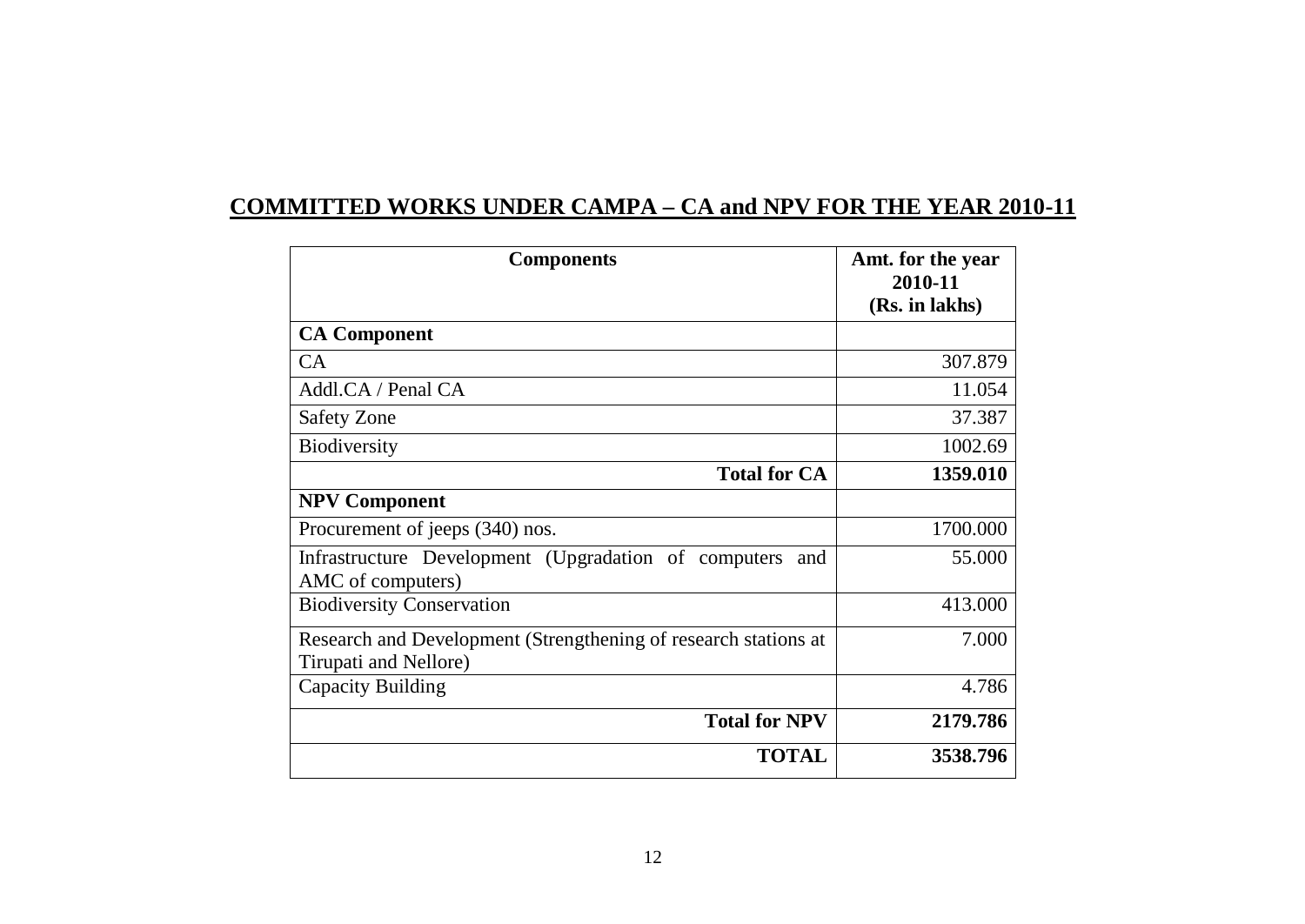## COMMITTED WORKS UNDER CAMPA – CA and NPV FOR THE YEAR 2010-11

| Components | Amt. for the year 2010-11 (Rs. in lakhs) |
|---|---|
| **CA Component** | |
| CA | 307.879 |
| Addl.CA / Penal CA | 11.054 |
| Safety Zone | 37.387 |
| Biodiversity | 1002.69 |
| **Total for CA** | **1359.010** |
| **NPV Component** | |
| Procurement of jeeps (340) nos. | 1700.000 |
| Infrastructure Development (Upgradation of computers and AMC of computers) | 55.000 |
| Biodiversity Conservation | 413.000 |
| Research and Development (Strengthening of research stations at Tirupati and Nellore) | 7.000 |
| Capacity Building | 4.786 |
| **Total for NPV** | **2179.786** |
| **TOTAL** | **3538.796** |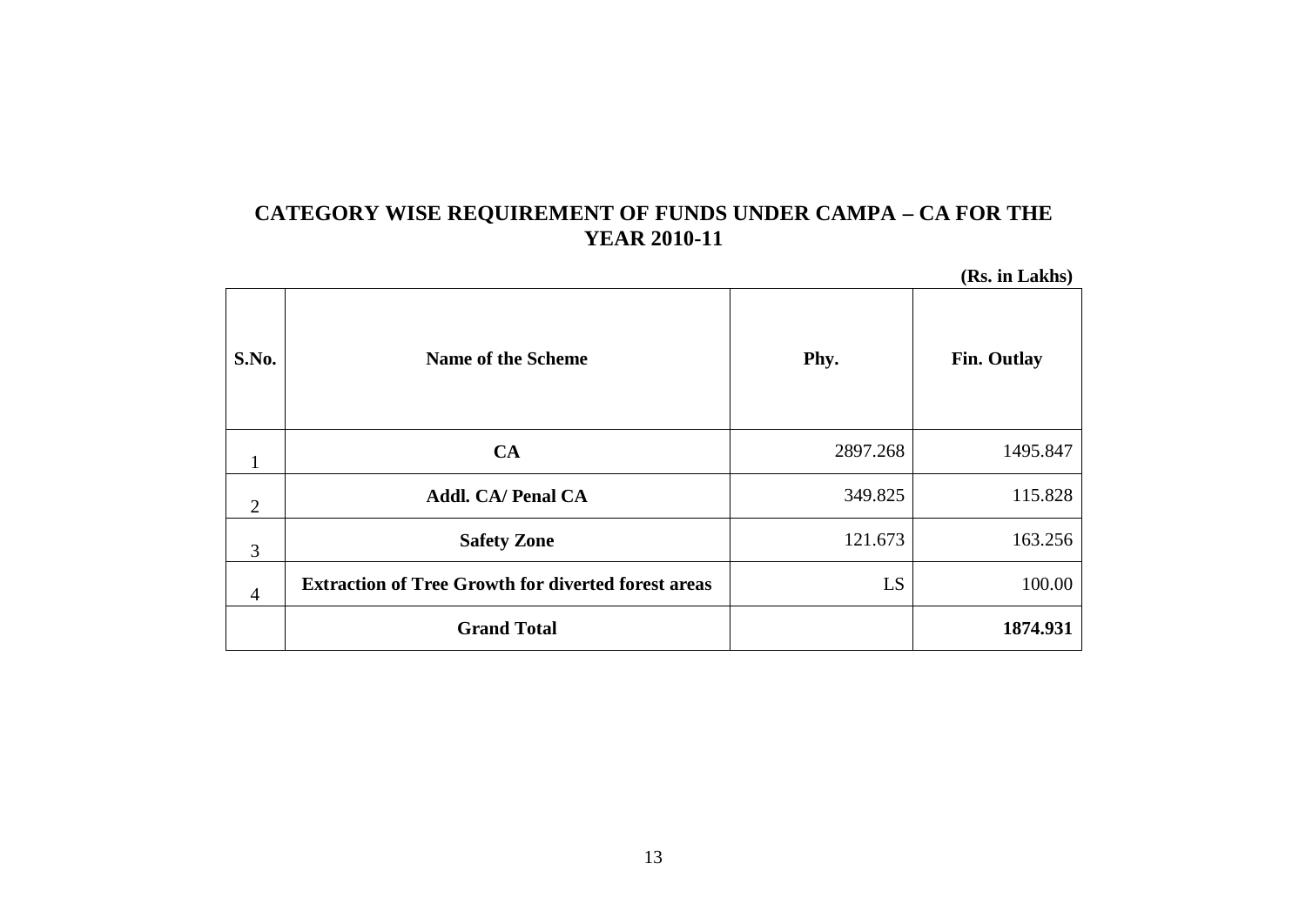## CATEGORY WISE REQUIREMENT OF FUNDS UNDER CAMPA – CA FOR THE YEAR 2010-11

**(Rs. in Lakhs)**

| S.No. | Name of the Scheme | Phy. | Fin. Outlay |
|---|---|---|---|
| 1 | **CA** | 2897.268 | 1495.847 |
| 2 | **Addl. CA/ Penal CA** | 349.825 | 115.828 |
| 3 | **Safety Zone** | 121.673 | 163.256 |
| 4 | **Extraction of Tree Growth for diverted forest areas** | LS | 100.00 |
| | **Grand Total** | | **1874.931** |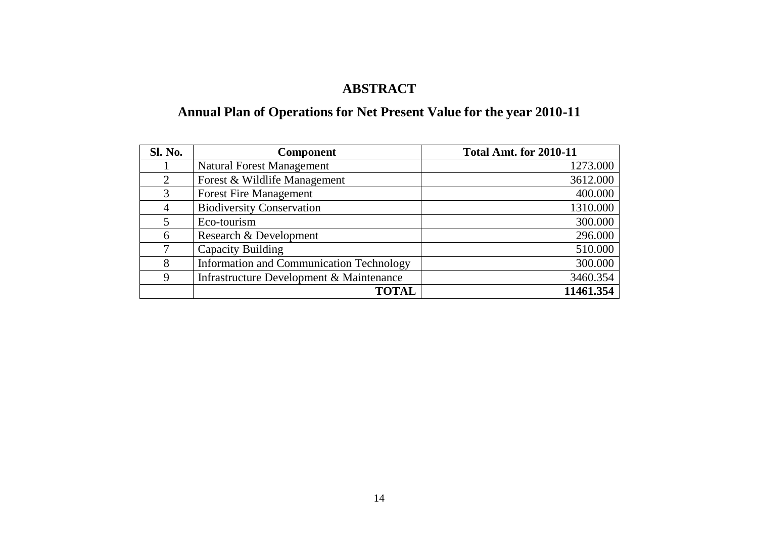# ABSTRACT

## Annual Plan of Operations for Net Present Value for the year 2010-11

| Sl. No. | Component | Total Amt. for 2010-11 |
|---|---|---|
| 1 | Natural Forest Management | 1273.000 |
| 2 | Forest & Wildlife Management | 3612.000 |
| 3 | Forest Fire Management | 400.000 |
| 4 | Biodiversity Conservation | 1310.000 |
| 5 | Eco-tourism | 300.000 |
| 6 | Research & Development | 296.000 |
| 7 | Capacity Building | 510.000 |
| 8 | Information and Communication Technology | 300.000 |
| 9 | Infrastructure Development & Maintenance | 3460.354 |
| | **TOTAL** | **11461.354** |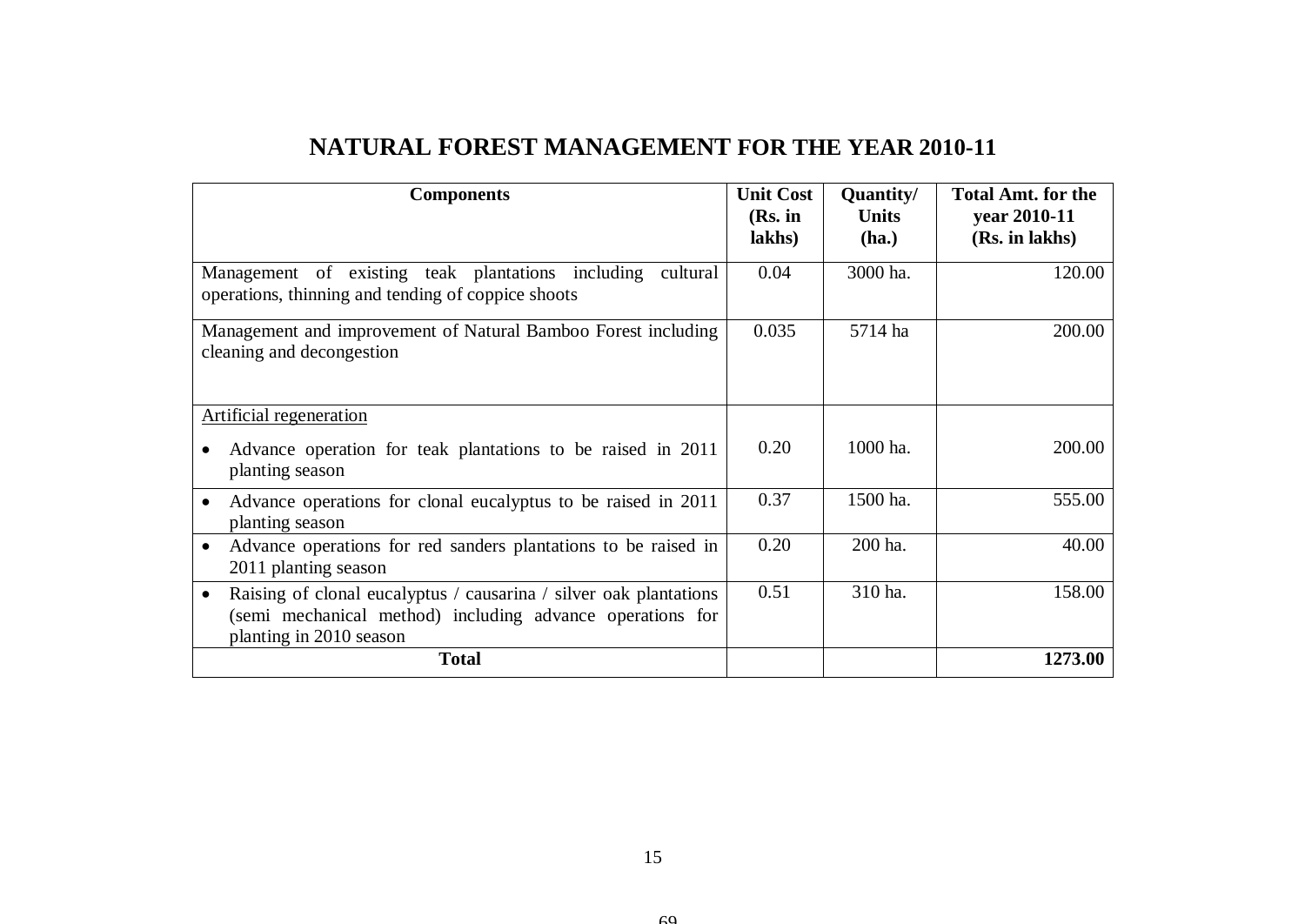# NATURAL FOREST MANAGEMENT FOR THE YEAR 2010-11

| Components | Unit Cost (Rs. in lakhs) | Quantity/ Units (ha.) | Total Amt. for the year 2010-11 (Rs. in lakhs) |
|---|---|---|---|
| Management of existing teak plantations including cultural operations, thinning and tending of coppice shoots | 0.04 | 3000 ha. | 120.00 |
| Management and improvement of Natural Bamboo Forest including cleaning and decongestion | 0.035 | 5714 ha | 200.00 |
| Artificial regeneration<br>• Advance operation for teak plantations to be raised in 2011 planting season | 0.20 | 1000 ha. | 200.00 |
| • Advance operations for clonal eucalyptus to be raised in 2011 planting season | 0.37 | 1500 ha. | 555.00 |
| • Advance operations for red sanders plantations to be raised in 2011 planting season | 0.20 | 200 ha. | 40.00 |
| • Raising of clonal eucalyptus / causarina / silver oak plantations (semi mechanical method) including advance operations for planting in 2010 season | 0.51 | 310 ha. | 158.00 |
| **Total** | | | **1273.00** |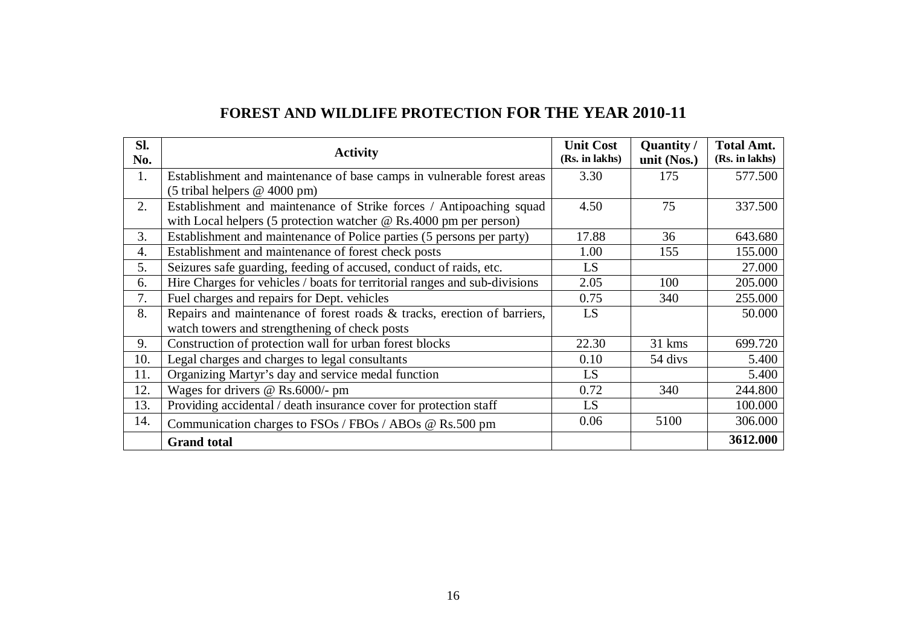## FOREST AND WILDLIFE PROTECTION FOR THE YEAR 2010-11

| Sl. No. | Activity | Unit Cost (Rs. in lakhs) | Quantity / unit (Nos.) | Total Amt. (Rs. in lakhs) |
|---|---|---|---|---|
| 1. | Establishment and maintenance of base camps in vulnerable forest areas (5 tribal helpers @ 4000 pm) | 3.30 | 175 | 577.500 |
| 2. | Establishment and maintenance of Strike forces / Antipoaching squad with Local helpers (5 protection watcher @ Rs.4000 pm per person) | 4.50 | 75 | 337.500 |
| 3. | Establishment and maintenance of Police parties (5 persons per party) | 17.88 | 36 | 643.680 |
| 4. | Establishment and maintenance of forest check posts | 1.00 | 155 | 155.000 |
| 5. | Seizures safe guarding, feeding of accused, conduct of raids, etc. | LS | | 27.000 |
| 6. | Hire Charges for vehicles / boats for territorial ranges and sub-divisions | 2.05 | 100 | 205.000 |
| 7. | Fuel charges and repairs for Dept. vehicles | 0.75 | 340 | 255.000 |
| 8. | Repairs and maintenance of forest roads & tracks, erection of barriers, watch towers and strengthening of check posts | LS | | 50.000 |
| 9. | Construction of protection wall for urban forest blocks | 22.30 | 31 kms | 699.720 |
| 10. | Legal charges and charges to legal consultants | 0.10 | 54 divs | 5.400 |
| 11. | Organizing Martyr's day and service medal function | LS | | 5.400 |
| 12. | Wages for drivers @ Rs.6000/- pm | 0.72 | 340 | 244.800 |
| 13. | Providing accidental / death insurance cover for protection staff | LS | | 100.000 |
| 14. | Communication charges to FSOs / FBOs / ABOs @ Rs.500 pm | 0.06 | 5100 | 306.000 |
| | **Grand total** | | | **3612.000** |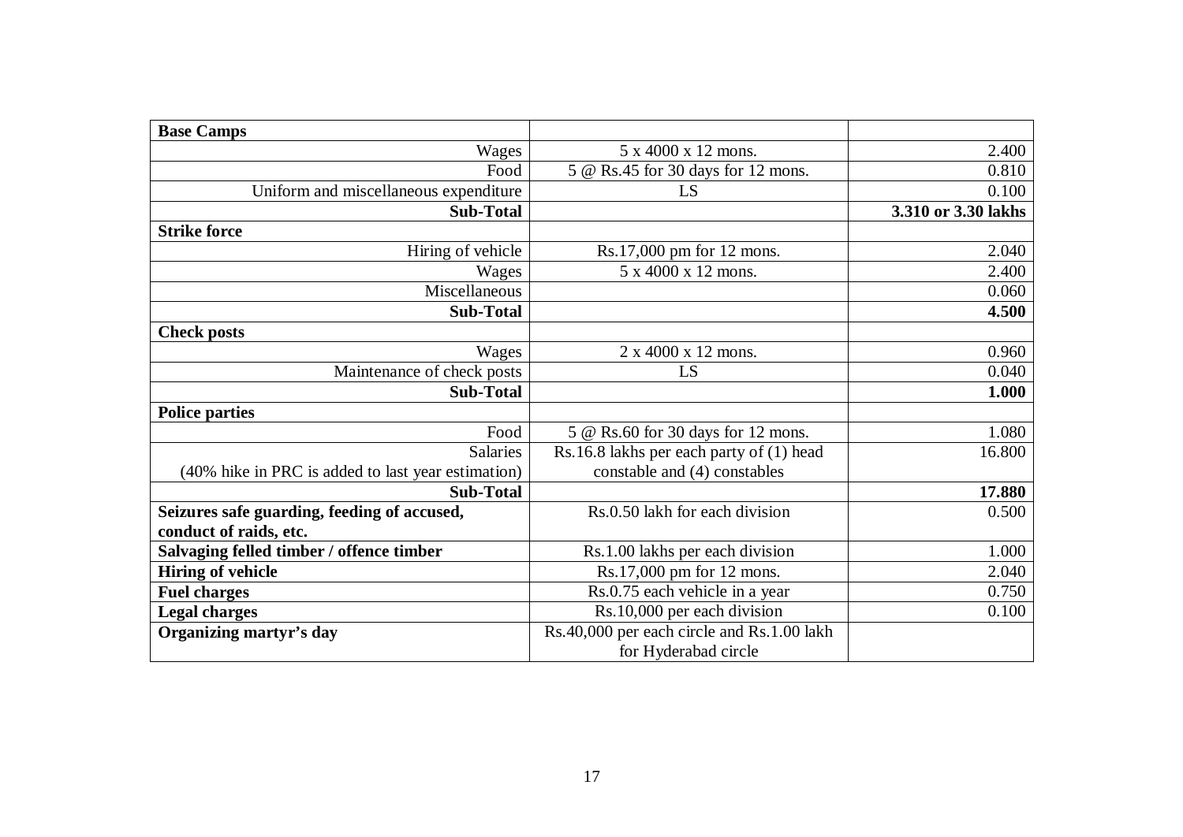| | | |
|---|---|---|
| **Base Camps** | | |
| Wages | 5 x 4000 x 12 mons. | 2.400 |
| Food | 5 @ Rs.45 for 30 days for 12 mons. | 0.810 |
| Uniform and miscellaneous expenditure | LS | 0.100 |
| **Sub-Total** | | **3.310 or 3.30 lakhs** |
| **Strike force** | | |
| Hiring of vehicle | Rs.17,000 pm for 12 mons. | 2.040 |
| Wages | 5 x 4000 x 12 mons. | 2.400 |
| Miscellaneous | | 0.060 |
| **Sub-Total** | | **4.500** |
| **Check posts** | | |
| Wages | 2 x 4000 x 12 mons. | 0.960 |
| Maintenance of check posts | LS | 0.040 |
| **Sub-Total** | | **1.000** |
| **Police parties** | | |
| Food | 5 @ Rs.60 for 30 days for 12 mons. | 1.080 |
| Salaries (40% hike in PRC is added to last year estimation) | Rs.16.8 lakhs per each party of (1) head constable and (4) constables | 16.800 |
| **Sub-Total** | | **17.880** |
| **Seizures safe guarding, feeding of accused, conduct of raids, etc.** | Rs.0.50 lakh for each division | 0.500 |
| **Salvaging felled timber / offence timber** | Rs.1.00 lakhs per each division | 1.000 |
| **Hiring of vehicle** | Rs.17,000 pm for 12 mons. | 2.040 |
| **Fuel charges** | Rs.0.75 each vehicle in a year | 0.750 |
| **Legal charges** | Rs.10,000 per each division | 0.100 |
| **Organizing martyr's day** | Rs.40,000 per each circle and Rs.1.00 lakh for Hyderabad circle | |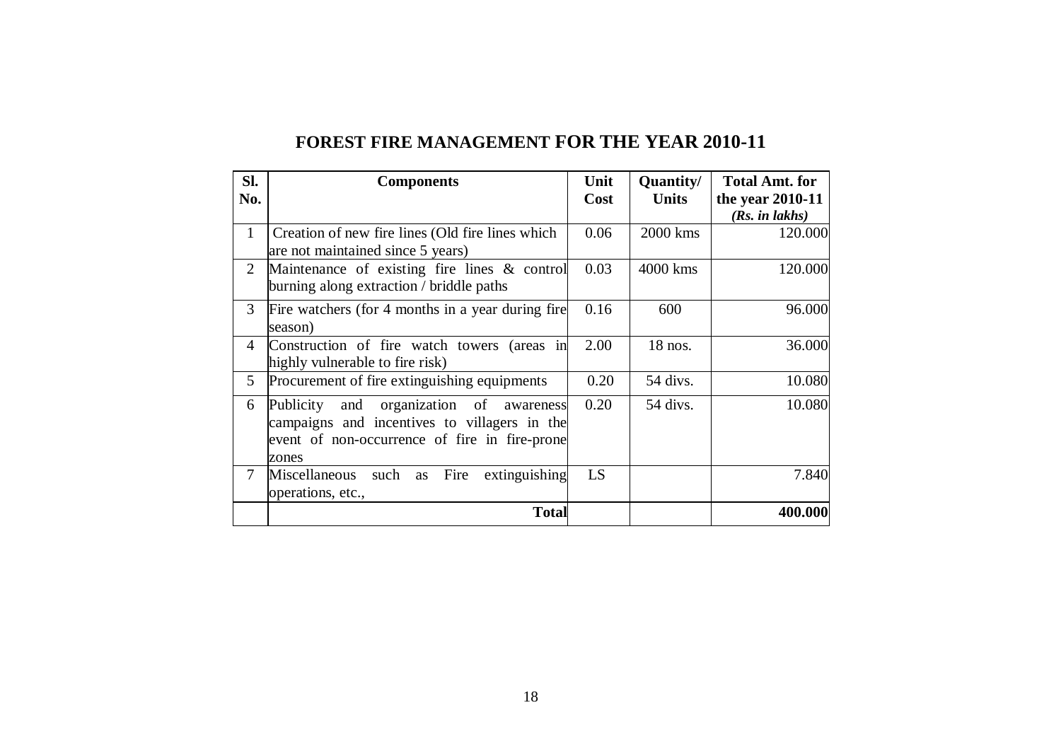# FOREST FIRE MANAGEMENT FOR THE YEAR 2010-11

| Sl. No. | Components | Unit Cost | Quantity/ Units | Total Amt. for the year 2010-11 *(Rs. in lakhs)* |
|---|---|---|---|---|
| 1 | Creation of new fire lines (Old fire lines which are not maintained since 5 years) | 0.06 | 2000 kms | 120.000 |
| 2 | Maintenance of existing fire lines & control burning along extraction / briddle paths | 0.03 | 4000 kms | 120.000 |
| 3 | Fire watchers (for 4 months in a year during fire season) | 0.16 | 600 | 96.000 |
| 4 | Construction of fire watch towers (areas in highly vulnerable to fire risk) | 2.00 | 18 nos. | 36.000 |
| 5 | Procurement of fire extinguishing equipments | 0.20 | 54 divs. | 10.080 |
| 6 | Publicity and organization of awareness campaigns and incentives to villagers in the event of non-occurrence of fire in fire-prone zones | 0.20 | 54 divs. | 10.080 |
| 7 | Miscellaneous such as Fire extinguishing operations, etc., | LS | | 7.840 |
| | **Total** | | | **400.000** |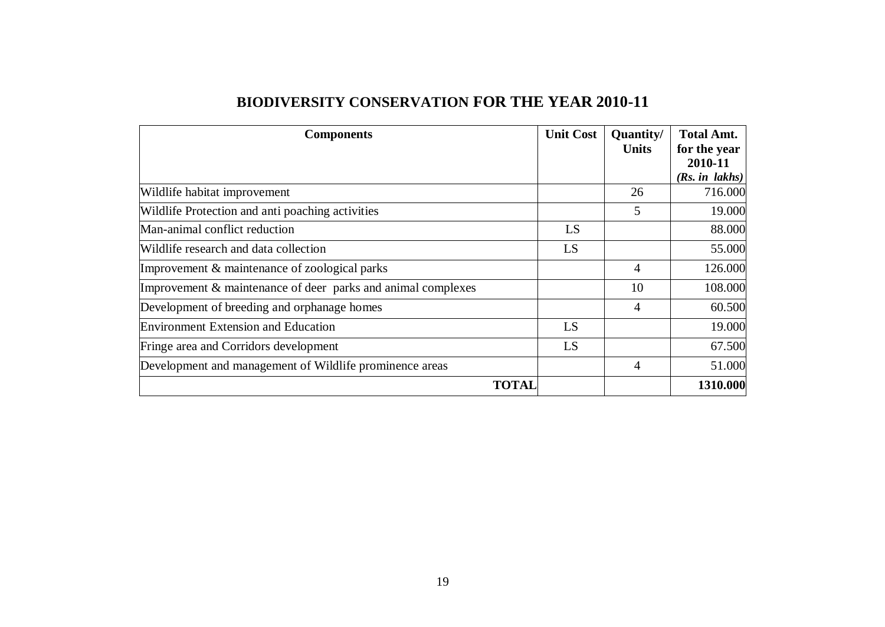# BIODIVERSITY CONSERVATION FOR THE YEAR 2010-11

| Components | Unit Cost | Quantity/ Units | Total Amt. for the year 2010-11 *(Rs. in lakhs)* |
|---|---|---|---|
| Wildlife habitat improvement | | 26 | 716.000 |
| Wildlife Protection and anti poaching activities | | 5 | 19.000 |
| Man-animal conflict reduction | LS | | 88.000 |
| Wildlife research and data collection | LS | | 55.000 |
| Improvement & maintenance of zoological parks | | 4 | 126.000 |
| Improvement & maintenance of deer parks and animal complexes | | 10 | 108.000 |
| Development of breeding and orphanage homes | | 4 | 60.500 |
| Environment Extension and Education | LS | | 19.000 |
| Fringe area and Corridors development | LS | | 67.500 |
| Development and management of Wildlife prominence areas | | 4 | 51.000 |
| **TOTAL** | | | **1310.000** |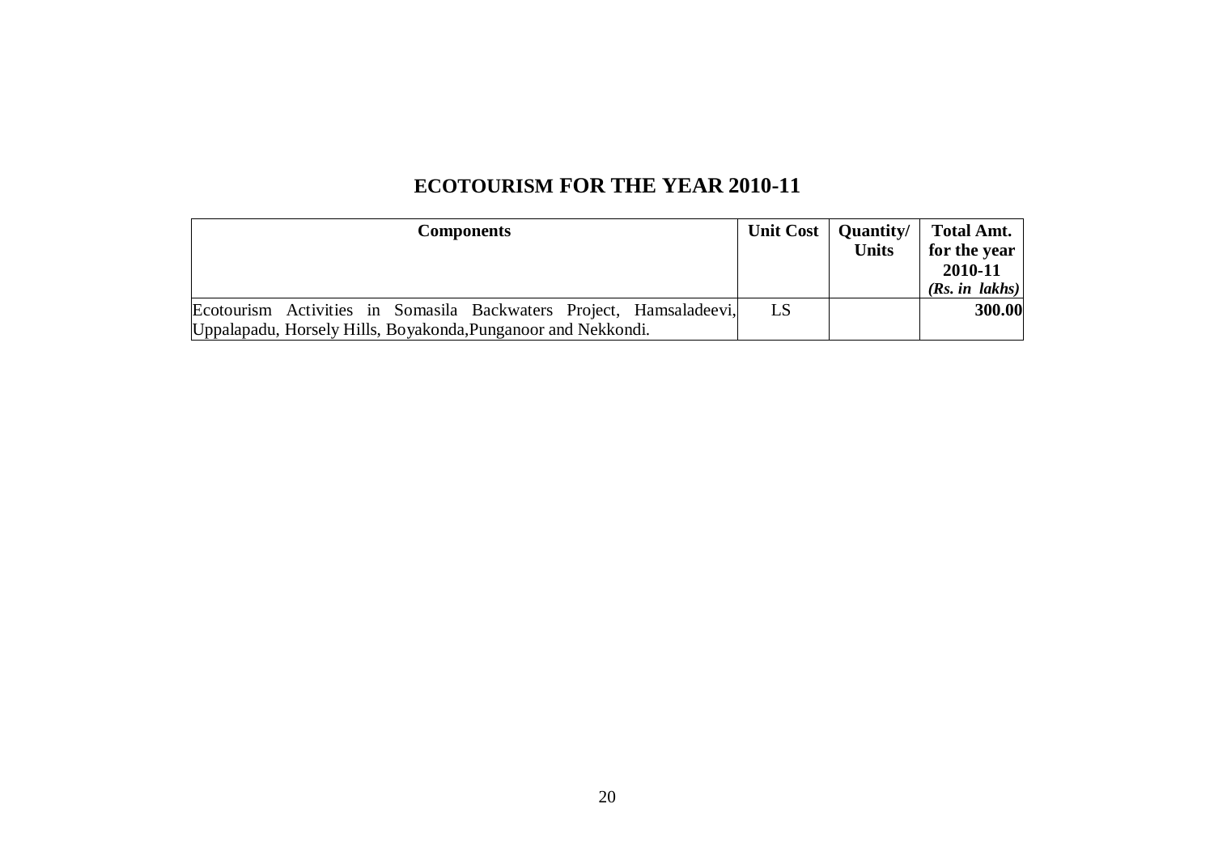## ECOTOURISM FOR THE YEAR 2010-11

| **Components** | **Unit Cost** | **Quantity/ Units** | **Total Amt. for the year 2010-11** ***(Rs. in lakhs)*** |
|---|---|---|---|
| Ecotourism Activities in Somasila Backwaters Project, Hamsaladeevi, Uppalapadu, Horsely Hills, Boyakonda,Punganoor and Nekkondi. | LS | | **300.00** |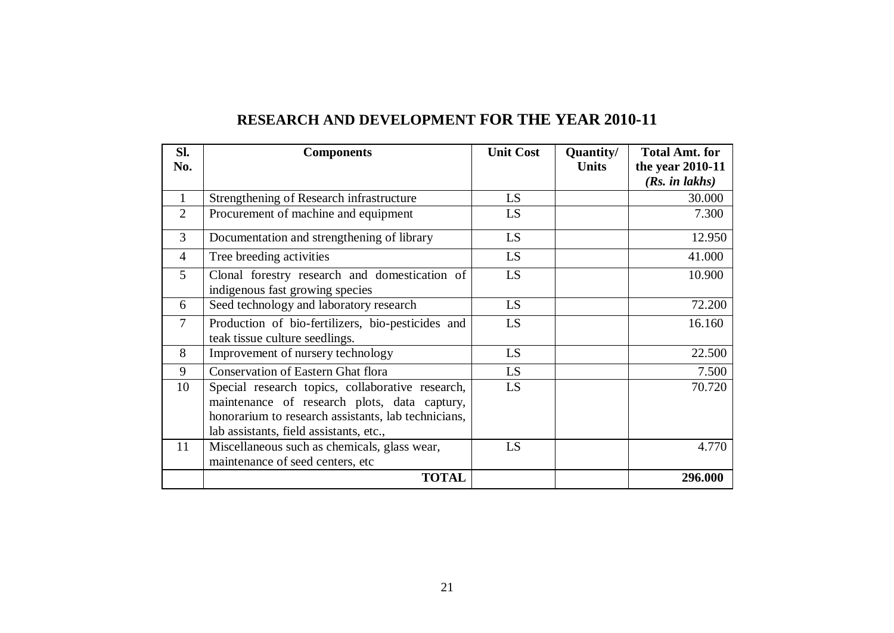# RESEARCH AND DEVELOPMENT FOR THE YEAR 2010-11

| Sl. No. | Components | Unit Cost | Quantity/ Units | Total Amt. for the year 2010-11 *(Rs. in lakhs)* |
|---|---|---|---|---|
| 1 | Strengthening of Research infrastructure | LS | | 30.000 |
| 2 | Procurement of machine and equipment | LS | | 7.300 |
| 3 | Documentation and strengthening of library | LS | | 12.950 |
| 4 | Tree breeding activities | LS | | 41.000 |
| 5 | Clonal forestry research and domestication of indigenous fast growing species | LS | | 10.900 |
| 6 | Seed technology and laboratory research | LS | | 72.200 |
| 7 | Production of bio-fertilizers, bio-pesticides and teak tissue culture seedlings. | LS | | 16.160 |
| 8 | Improvement of nursery technology | LS | | 22.500 |
| 9 | Conservation of Eastern Ghat flora | LS | | 7.500 |
| 10 | Special research topics, collaborative research, maintenance of research plots, data captury, honorarium to research assistants, lab technicians, lab assistants, field assistants, etc., | LS | | 70.720 |
| 11 | Miscellaneous such as chemicals, glass wear, maintenance of seed centers, etc | LS | | 4.770 |
| | **TOTAL** | | | **296.000** |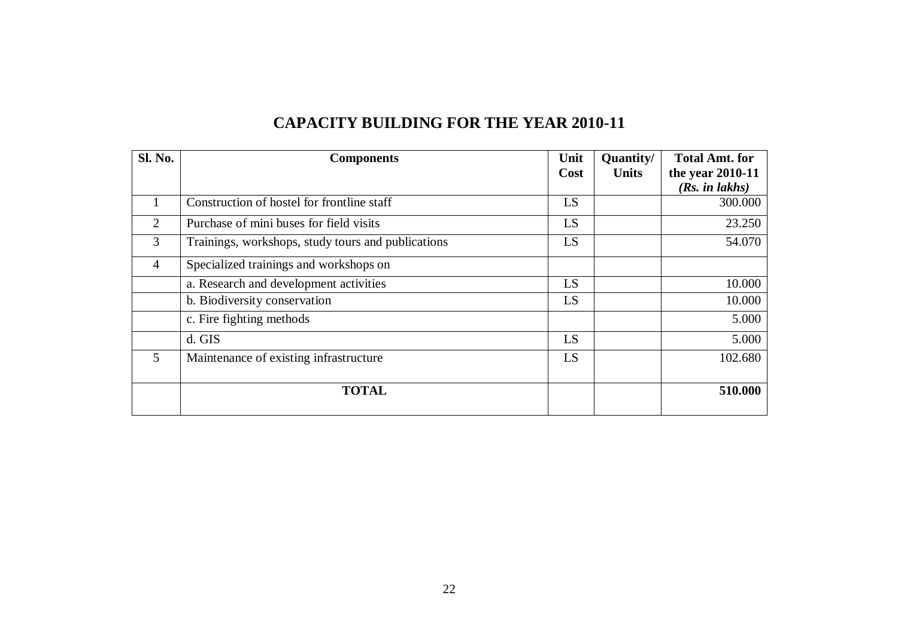# CAPACITY BUILDING FOR THE YEAR 2010-11

| Sl. No. | Components | Unit Cost | Quantity/ Units | Total Amt. for the year 2010-11 *(Rs. in lakhs)* |
|---|---|---|---|---|
| 1 | Construction of hostel for frontline staff | LS | | 300.000 |
| 2 | Purchase of mini buses for field visits | LS | | 23.250 |
| 3 | Trainings, workshops, study tours and publications | LS | | 54.070 |
| 4 | Specialized trainings and workshops on | | | |
| | a. Research and development activities | LS | | 10.000 |
| | b. Biodiversity conservation | LS | | 10.000 |
| | c. Fire fighting methods | | | 5.000 |
| | d. GIS | LS | | 5.000 |
| 5 | Maintenance of existing infrastructure | LS | | 102.680 |
| | **TOTAL** | | | **510.000** |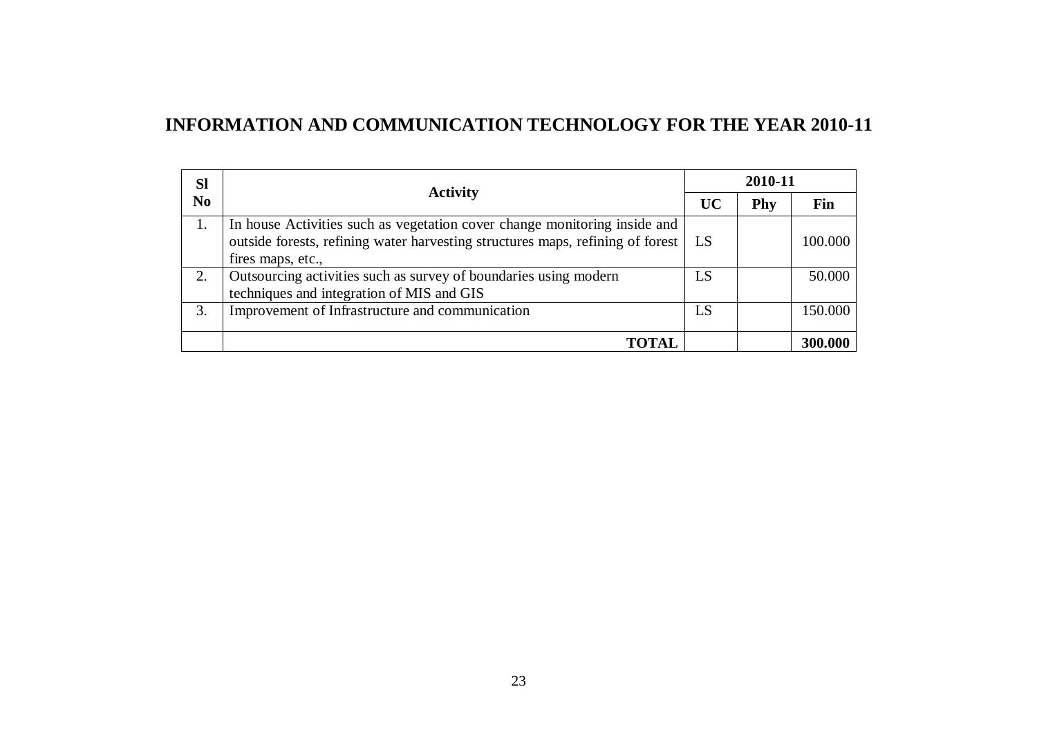# INFORMATION AND COMMUNICATION TECHNOLOGY FOR THE YEAR 2010-11

| Sl No | Activity | 2010-11 | | |
|---|---|---|---|---|
| | | UC | Phy | Fin |
| 1. | In house Activities such as vegetation cover change monitoring inside and outside forests, refining water harvesting structures maps, refining of forest fires maps, etc., | LS | | 100.000 |
| 2. | Outsourcing activities such as survey of boundaries using modern techniques and integration of MIS and GIS | LS | | 50.000 |
| 3. | Improvement of Infrastructure and communication | LS | | 150.000 |
| | **TOTAL** | | | **300.000** |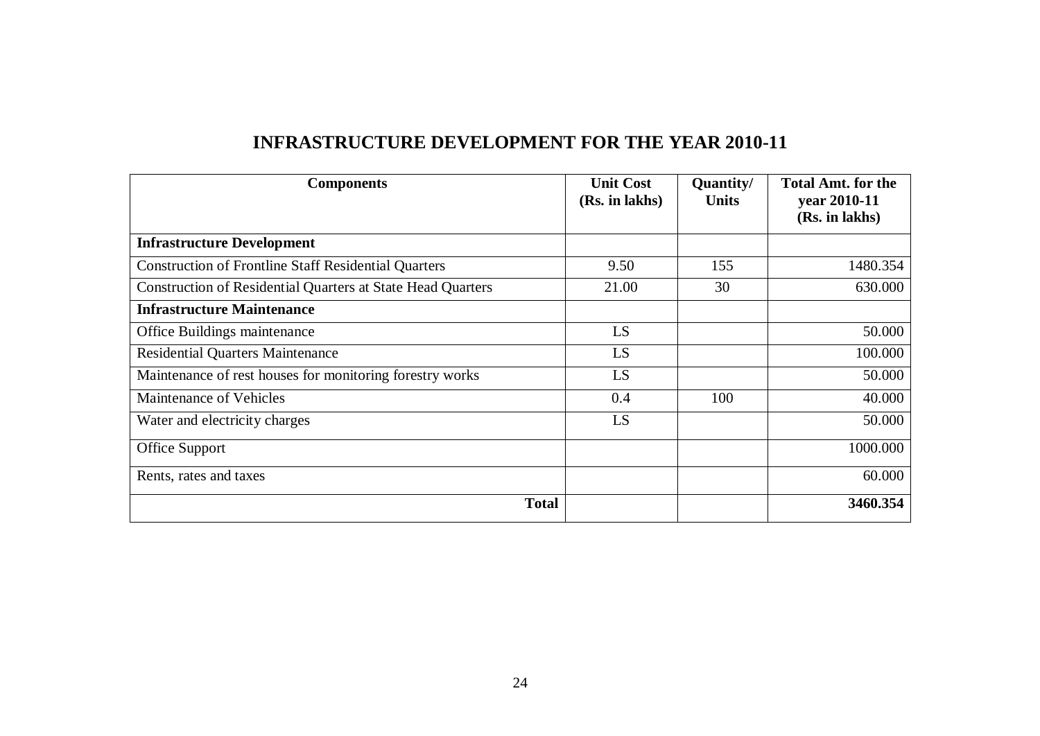# INFRASTRUCTURE DEVELOPMENT FOR THE YEAR 2010-11

| Components | Unit Cost (Rs. in lakhs) | Quantity/ Units | Total Amt. for the year 2010-11 (Rs. in lakhs) |
|---|---|---|---|
| **Infrastructure Development** | | | |
| Construction of Frontline Staff Residential Quarters | 9.50 | 155 | 1480.354 |
| Construction of Residential Quarters at State Head Quarters | 21.00 | 30 | 630.000 |
| **Infrastructure Maintenance** | | | |
| Office Buildings maintenance | LS | | 50.000 |
| Residential Quarters Maintenance | LS | | 100.000 |
| Maintenance of rest houses for monitoring forestry works | LS | | 50.000 |
| Maintenance of Vehicles | 0.4 | 100 | 40.000 |
| Water and electricity charges | LS | | 50.000 |
| Office Support | | | 1000.000 |
| Rents, rates and taxes | | | 60.000 |
| **Total** | | | **3460.354** |